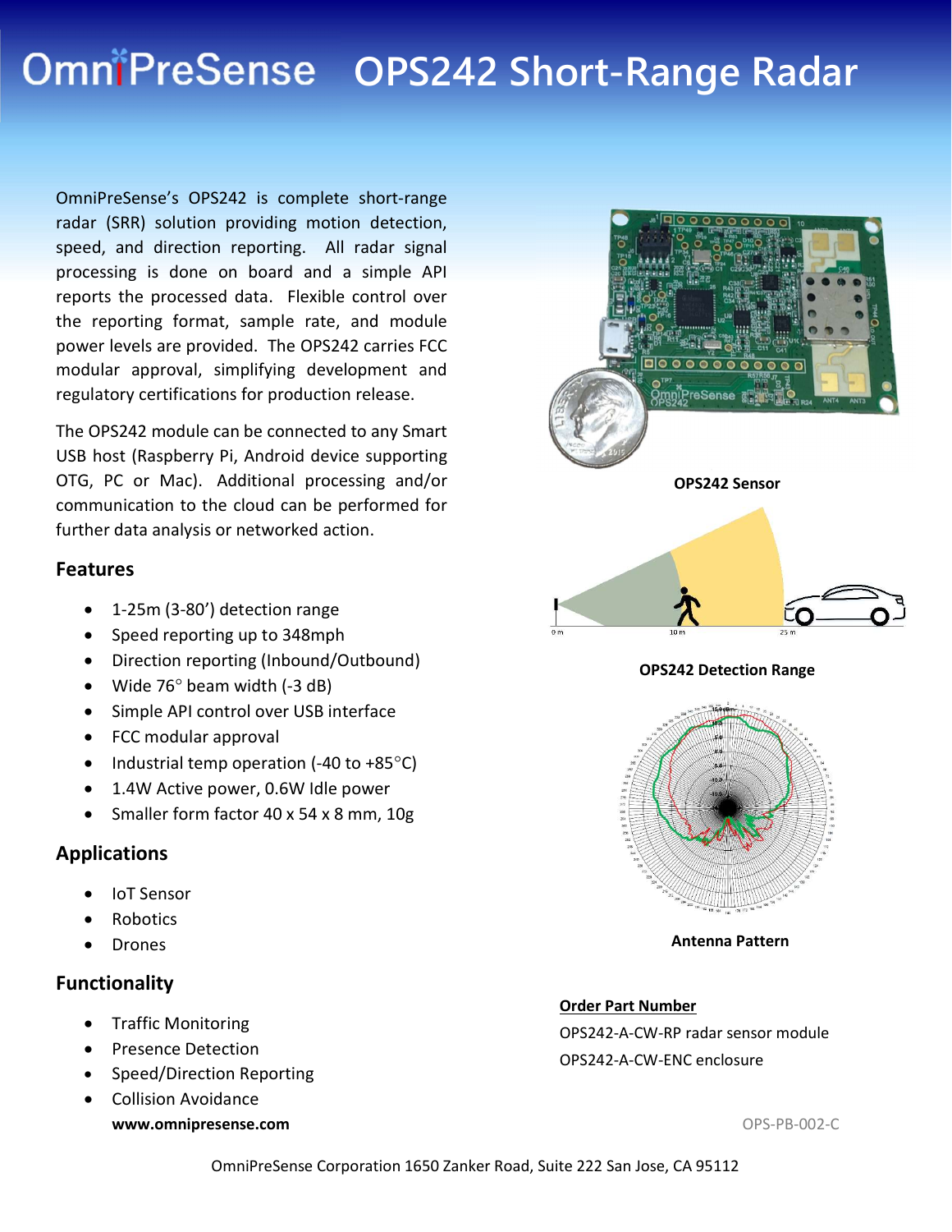# OmniPreSense OPS242 Short-Range Radar

OmniPreSense's OPS242 is complete short-range radar (SRR) solution providing motion detection, speed, and direction reporting. All radar signal processing is done on board and a simple API reports the processed data. Flexible control over the reporting format, sample rate, and module power levels are provided. The OPS242 carries FCC modular approval, simplifying development and regulatory certifications for production release.

The OPS242 module can be connected to any Smart USB host (Raspberry Pi, Android device supporting OTG, PC or Mac). Additional processing and/or communication to the cloud can be performed for further data analysis or networked action.

## Features

- 1-25m (3-80') detection range
- Speed reporting up to 348mph
- Direction reporting (Inbound/Outbound)
- Wide 76° beam width (-3 dB)
- Simple API control over USB interface
- FCC modular approval
- Industrial temp operation (-40 to +85°C)
- 1.4W Active power, 0.6W Idle power
- Smaller form factor 40 x 54 x 8 mm, 10g

## Applications

- IoT Sensor
- Robotics
- Drones

## Functionality

- Traffic Monitoring
- Presence Detection
- Speed/Direction Reporting
- Collision Avoidance

**www.omnipresense.com**

**OPS242 Sensor**

**OPS242 Detection Range**

**Antenna Pattern**

**Order Part Number**

OPS242-A-CW-RP radar sensor module

OPS242-A-CW-ENC enclosure

OPS-PB-002-C

OmniPreSense Corporation 1650 Zanker Road, Suite 222 San Jose, CA 95112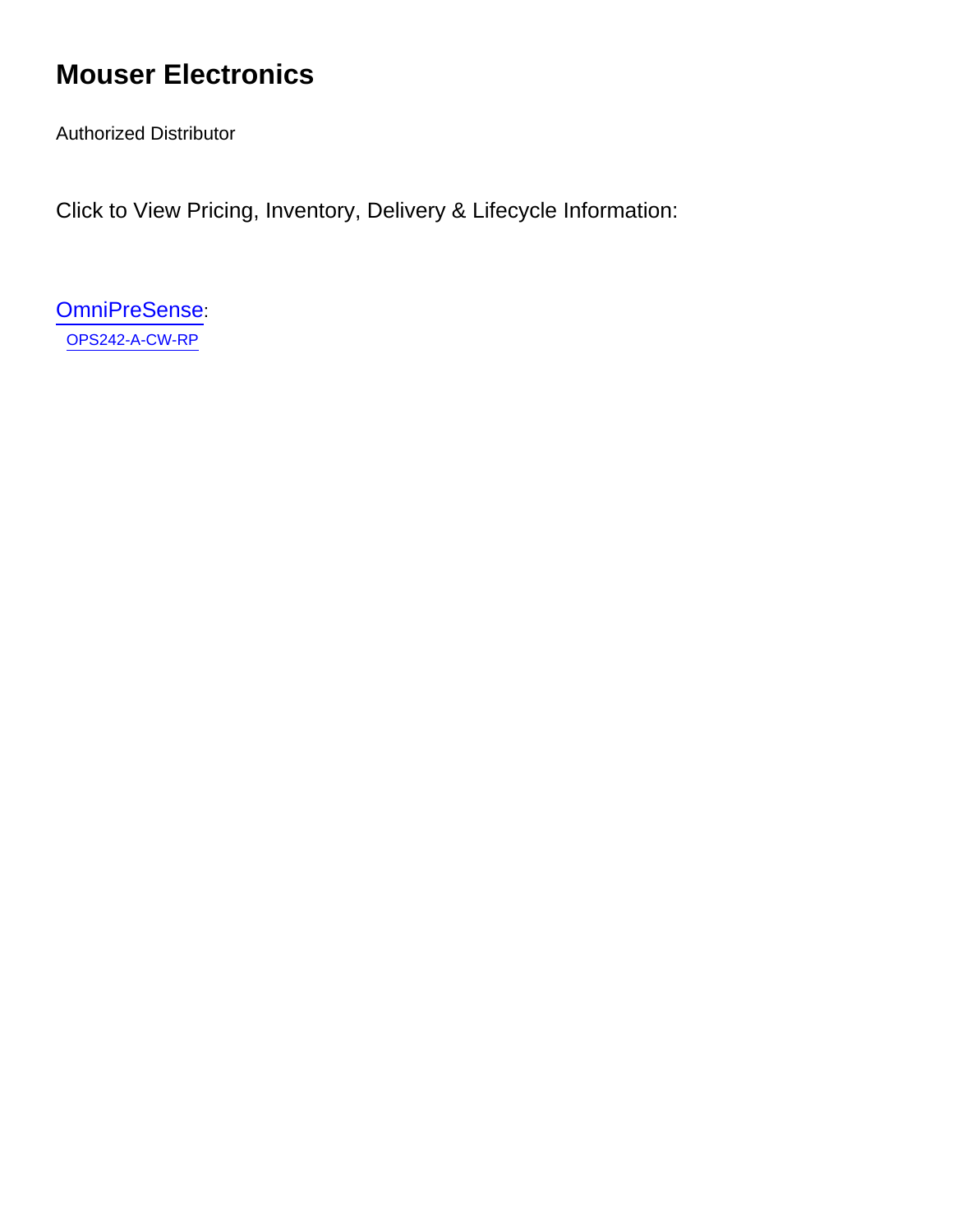# Mouser Electronics

Authorized Distributor

Click to View Pricing, Inventory, Delivery & Lifecycle Information:

OmniPreSense:

OPS242-A-CW-RP